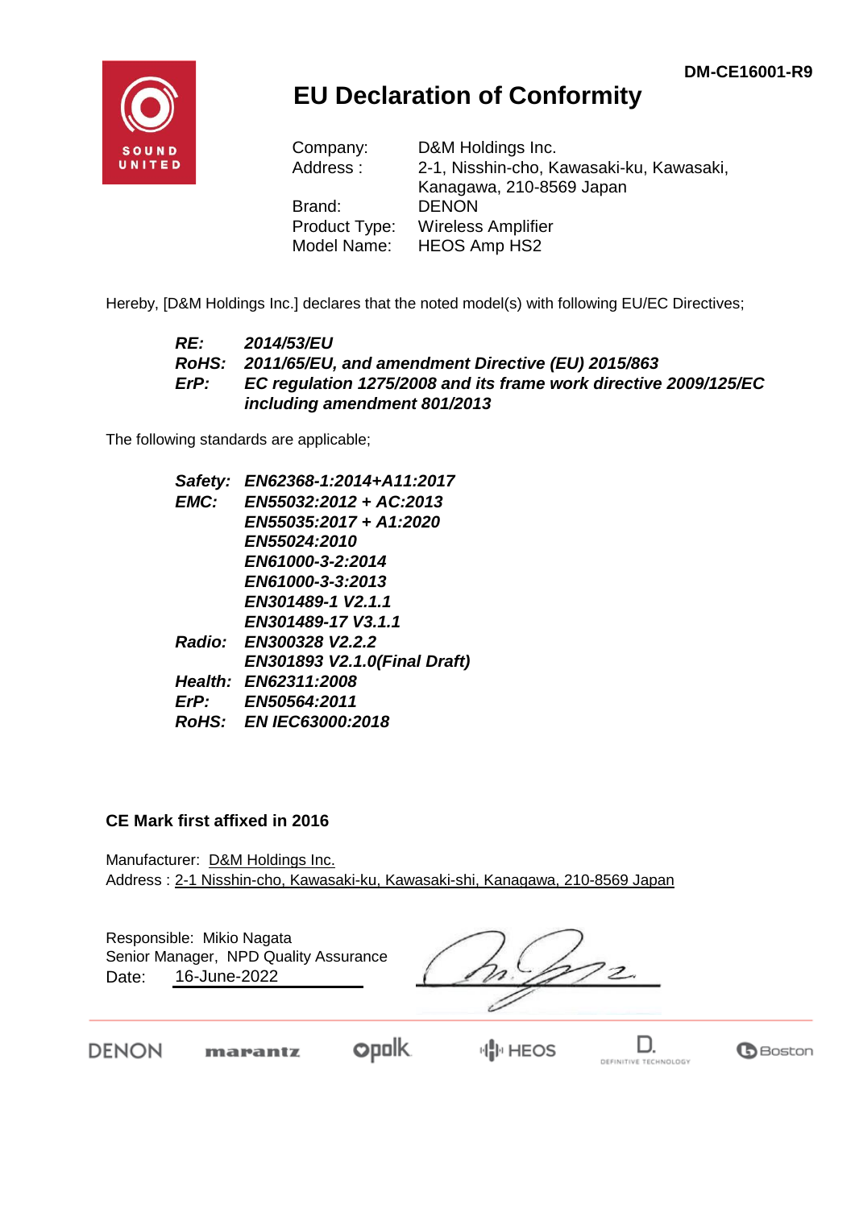DM-CE16001-R9

# EU Declaration of Conformity

| | |
|---|---|
| Company: | D&M Holdings Inc. |
| Address : | 2-1, Nisshin-cho, Kawasaki-ku, Kawasaki, Kanagawa, 210-8569 Japan |
| Brand: | DENON |
| Product Type: | Wireless Amplifier |
| Model Name: | HEOS Amp HS2 |

Hereby, [D&M Holdings Inc.] declares that the noted model(s) with following EU/EC Directives;

***RE:*** *2014/53/EU*
***RoHS:*** ***2011/65/EU, and amendment Directive (EU) 2015/863***
***ErP:*** ***EC regulation 1275/2008 and its frame work directive 2009/125/EC including amendment 801/2013***

The following standards are applicable;

***Safety:*** ***EN62368-1:2014+A11:2017***
***EMC:*** ***EN55032:2012 + AC:2013***
***EN55035:2017 + A1:2020***
***EN55024:2010***
***EN61000-3-2:2014***
***EN61000-3-3:2013***
***EN301489-1 V2.1.1***
***EN301489-17 V3.1.1***
***Radio:*** ***EN300328 V2.2.2***
***EN301893 V2.1.0(Final Draft)***
***Health:*** ***EN62311:2008***
***ErP:*** ***EN50564:2011***
***RoHS:*** ***EN IEC63000:2018***

**CE Mark first affixed in 2016**

Manufacturer: D&M Holdings Inc.
Address : 2-1 Nisshin-cho, Kawasaki-ku, Kawasaki-shi, Kanagawa, 210-8569 Japan

Responsible: Mikio Nagata
Senior Manager, NPD Quality Assurance
Date: 16-June-2022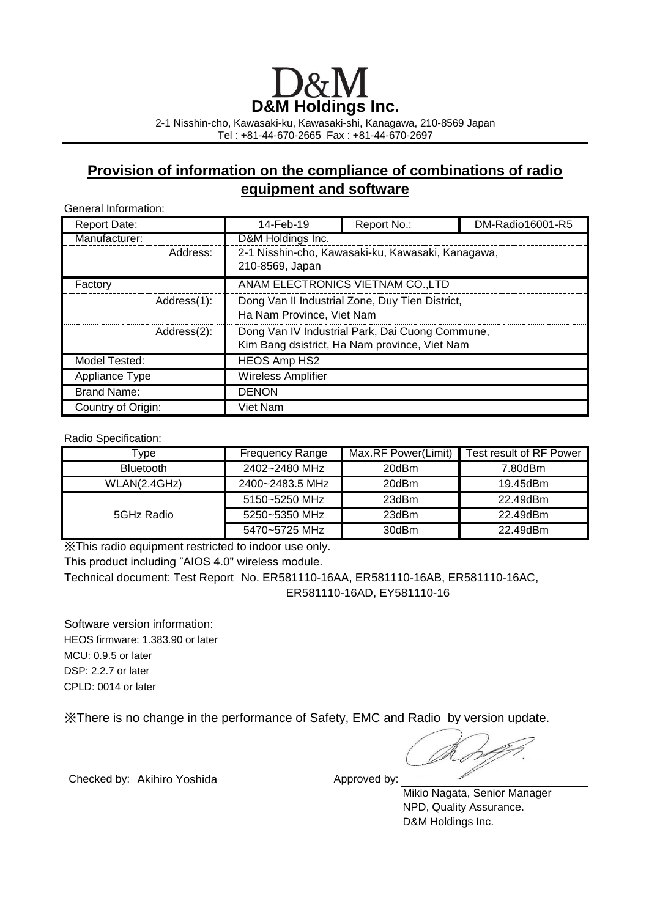# D&M

**D&M Holdings Inc.**

2-1 Nisshin-cho, Kawasaki-ku, Kawasaki-shi, Kanagawa, 210-8569 Japan
Tel : +81-44-670-2665 Fax : +81-44-670-2697

## Provision of information on the compliance of combinations of radio equipment and software

General Information:

| | | | |
|---|---|---|---|
| Report Date: | 14-Feb-19 | Report No.: | DM-Radio16001-R5 |
| Manufacturer: | D&M Holdings Inc. | | |
| Address: | 2-1 Nisshin-cho, Kawasaki-ku, Kawasaki, Kanagawa, 210-8569, Japan | | |
| Factory | ANAM ELECTRONICS VIETNAM CO.,LTD | | |
| Address(1): | Dong Van II Industrial Zone, Duy Tien District, Ha Nam Province, Viet Nam | | |
| Address(2): | Dong Van IV Industrial Park, Dai Cuong Commune, Kim Bang dsistrict, Ha Nam province, Viet Nam | | |
| Model Tested: | HEOS Amp HS2 | | |
| Appliance Type | Wireless Amplifier | | |
| Brand Name: | DENON | | |
| Country of Origin: | Viet Nam | | |

Radio Specification:

| Type | Frequency Range | Max.RF Power(Limit) | Test result of RF Power |
|---|---|---|---|
| Bluetooth | 2402~2480 MHz | 20dBm | 7.80dBm |
| WLAN(2.4GHz) | 2400~2483.5 MHz | 20dBm | 19.45dBm |
| 5GHz Radio | 5150~5250 MHz | 23dBm | 22.49dBm |
| | 5250~5350 MHz | 23dBm | 22.49dBm |
| | 5470~5725 MHz | 30dBm | 22.49dBm |

※This radio equipment restricted to indoor use only.

This product including "AIOS 4.0" wireless module.

Technical document: Test Report No. ER581110-16AA, ER581110-16AB, ER581110-16AC, ER581110-16AD, EY581110-16

Software version information:
HEOS firmware: 1.383.90 or later
MCU: 0.9.5 or later
DSP: 2.2.7 or later
CPLD: 0014 or later

※There is no change in the performance of Safety, EMC and Radio by version update.

Checked by: Akihiro Yoshida

Approved by:

Mikio Nagata, Senior Manager
NPD, Quality Assurance.
D&M Holdings Inc.